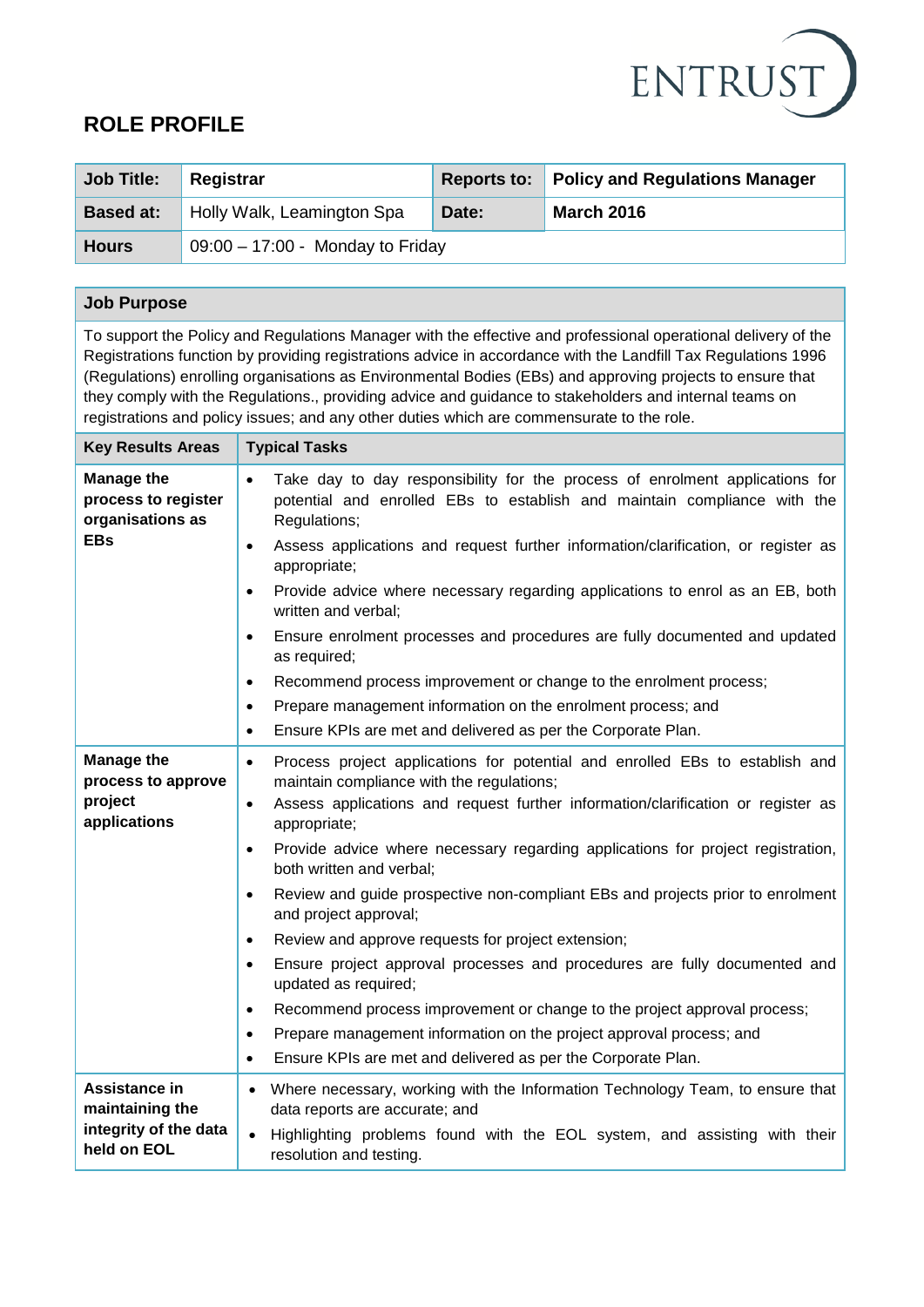ENTRUST

# ROLE PROFILE

| **Job Title:** | **Registrar** | **Reports to:** | **Policy and Regulations Manager** |
|---|---|---|---|
| **Based at:** | Holly Walk, Leamington Spa | **Date:** | **March 2016** |
| **Hours** | 09:00 – 17:00 - Monday to Friday | | |

| **Job Purpose** | |
|---|---|
| To support the Policy and Regulations Manager with the effective and professional operational delivery of the Registrations function by providing registrations advice in accordance with the Landfill Tax Regulations 1996 (Regulations) enrolling organisations as Environmental Bodies (EBs) and approving projects to ensure that they comply with the Regulations., providing advice and guidance to stakeholders and internal teams on registrations and policy issues; and any other duties which are commensurate to the role. | |
| **Key Results Areas** | **Typical Tasks** |
| **Manage the process to register organisations as EBs** | • Take day to day responsibility for the process of enrolment applications for potential and enrolled EBs to establish and maintain compliance with the Regulations;<br>• Assess applications and request further information/clarification, or register as appropriate;<br>• Provide advice where necessary regarding applications to enrol as an EB, both written and verbal;<br>• Ensure enrolment processes and procedures are fully documented and updated as required;<br>• Recommend process improvement or change to the enrolment process;<br>• Prepare management information on the enrolment process; and<br>• Ensure KPIs are met and delivered as per the Corporate Plan. |
| **Manage the process to approve project applications** | • Process project applications for potential and enrolled EBs to establish and maintain compliance with the regulations;<br>• Assess applications and request further information/clarification or register as appropriate;<br>• Provide advice where necessary regarding applications for project registration, both written and verbal;<br>• Review and guide prospective non-compliant EBs and projects prior to enrolment and project approval;<br>• Review and approve requests for project extension;<br>• Ensure project approval processes and procedures are fully documented and updated as required;<br>• Recommend process improvement or change to the project approval process;<br>• Prepare management information on the project approval process; and<br>• Ensure KPIs are met and delivered as per the Corporate Plan. |
| **Assistance in maintaining the integrity of the data held on EOL** | • Where necessary, working with the Information Technology Team, to ensure that data reports are accurate; and<br>• Highlighting problems found with the EOL system, and assisting with their resolution and testing. |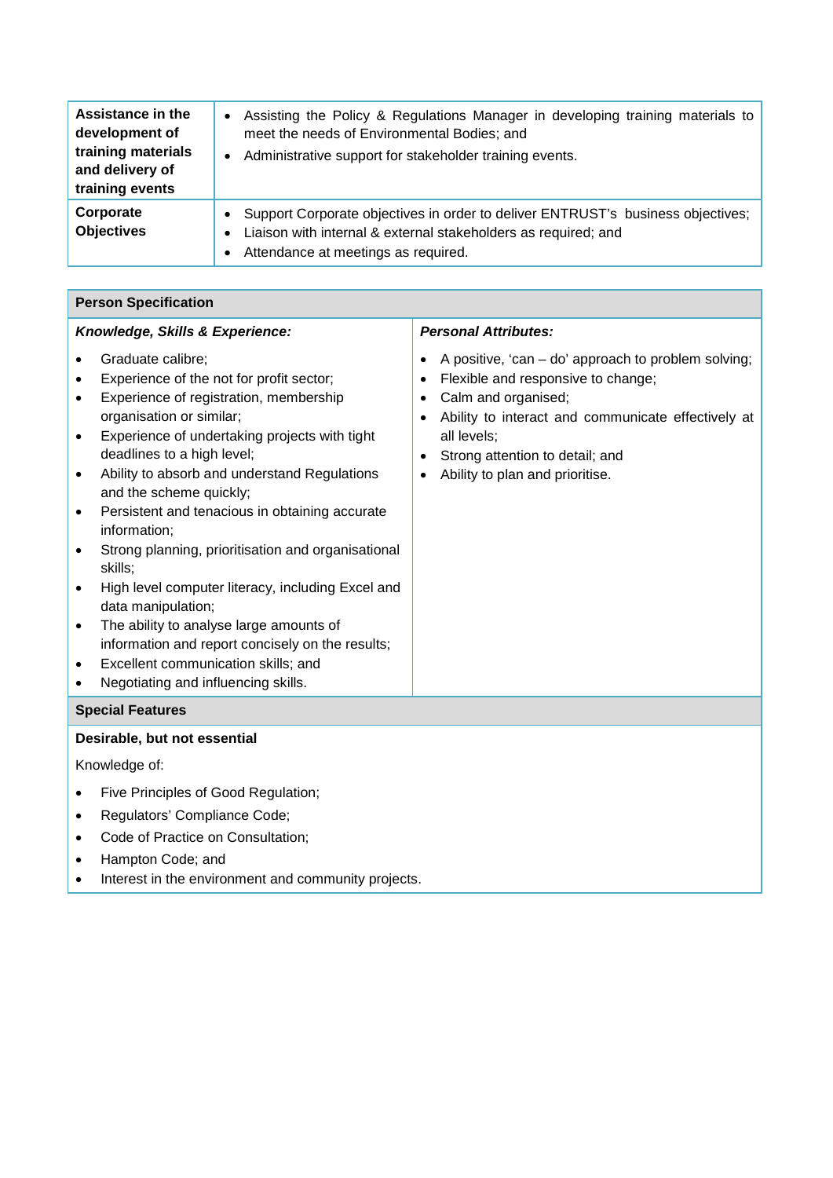| | |
|---|---|
| **Assistance in the development of training materials and delivery of training events** | • Assisting the Policy & Regulations Manager in developing training materials to meet the needs of Environmental Bodies; and<br>• Administrative support for stakeholder training events. |
| **Corporate Objectives** | • Support Corporate objectives in order to deliver ENTRUST's business objectives;<br>• Liaison with internal & external stakeholders as required; and<br>• Attendance at meetings as required. |

## Person Specification

***Knowledge, Skills & Experience:***

- Graduate calibre;
- Experience of the not for profit sector;
- Experience of registration, membership organisation or similar;
- Experience of undertaking projects with tight deadlines to a high level;
- Ability to absorb and understand Regulations and the scheme quickly;
- Persistent and tenacious in obtaining accurate information;
- Strong planning, prioritisation and organisational skills;
- High level computer literacy, including Excel and data manipulation;
- The ability to analyse large amounts of information and report concisely on the results;
- Excellent communication skills; and
- Negotiating and influencing skills.

***Personal Attributes:***

- A positive, 'can – do' approach to problem solving;
- Flexible and responsive to change;
- Calm and organised;
- Ability to interact and communicate effectively at all levels;
- Strong attention to detail; and
- Ability to plan and prioritise.

## Special Features

**Desirable, but not essential**

Knowledge of:

- Five Principles of Good Regulation;
- Regulators' Compliance Code;
- Code of Practice on Consultation;
- Hampton Code; and
- Interest in the environment and community projects.